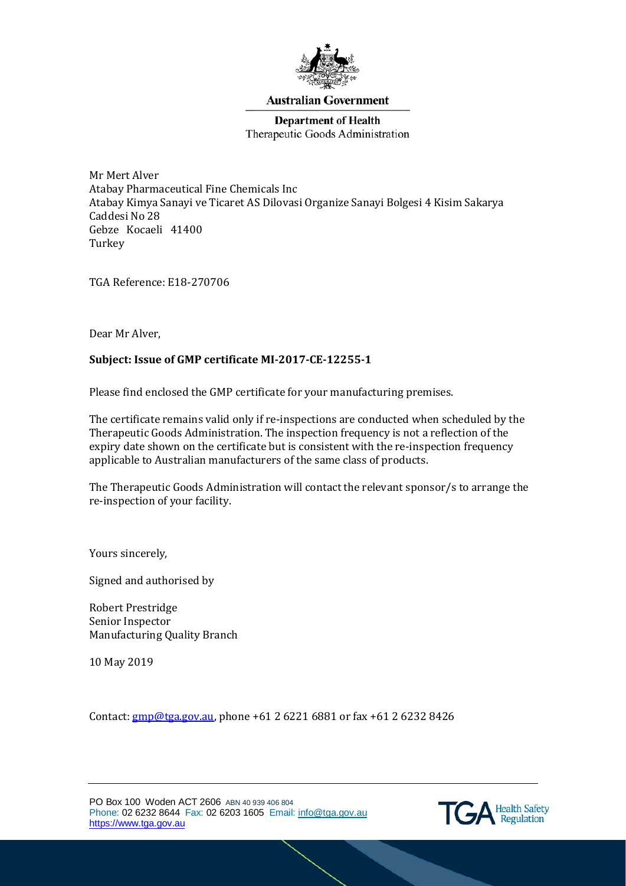**Australian Government**

**Department of Health**
Therapeutic Goods Administration

Mr Mert Alver
Atabay Pharmaceutical Fine Chemicals Inc
Atabay Kimya Sanayi ve Ticaret AS Dilovasi Organize Sanayi Bolgesi 4 Kisim Sakarya Caddesi No 28
Gebze Kocaeli 41400
Turkey

TGA Reference: E18-270706

Dear Mr Alver,

**Subject: Issue of GMP certificate MI-2017-CE-12255-1**

Please find enclosed the GMP certificate for your manufacturing premises.

The certificate remains valid only if re-inspections are conducted when scheduled by the Therapeutic Goods Administration. The inspection frequency is not a reflection of the expiry date shown on the certificate but is consistent with the re-inspection frequency applicable to Australian manufacturers of the same class of products.

The Therapeutic Goods Administration will contact the relevant sponsor/s to arrange the re-inspection of your facility.

Yours sincerely,

Signed and authorised by

Robert Prestridge
Senior Inspector
Manufacturing Quality Branch

10 May 2019

Contact: gmp@tga.gov.au, phone +61 2 6221 6881 or fax +61 2 6232 8426

PO Box 100 Woden ACT 2606 ABN 40 939 406 804
Phone: 02 6232 8644 Fax: 02 6203 1605 Email: info@tga.gov.au
https://www.tga.gov.au

TGA Health Safety Regulation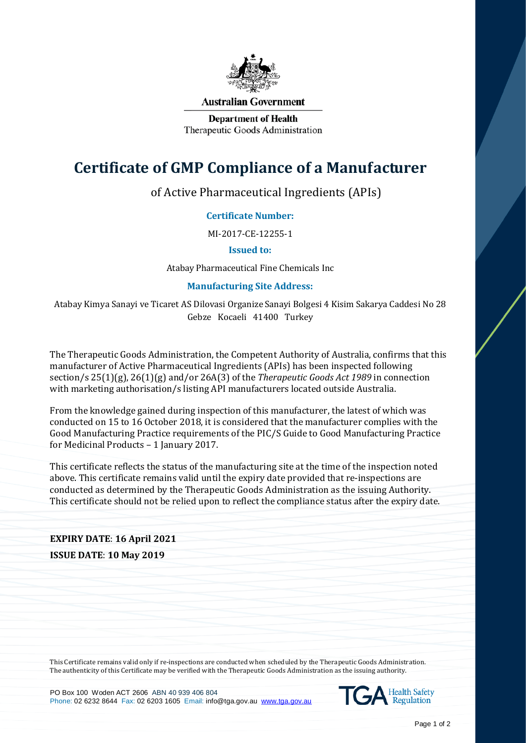Australian Government

Department of Health
Therapeutic Goods Administration

# Certificate of GMP Compliance of a Manufacturer

of Active Pharmaceutical Ingredients (APIs)

**Certificate Number:**

MI-2017-CE-12255-1

**Issued to:**

Atabay Pharmaceutical Fine Chemicals Inc

**Manufacturing Site Address:**

Atabay Kimya Sanayi ve Ticaret AS Dilovasi Organize Sanayi Bolgesi 4 Kisim Sakarya Caddesi No 28 Gebze Kocaeli 41400 Turkey

The Therapeutic Goods Administration, the Competent Authority of Australia, confirms that this manufacturer of Active Pharmaceutical Ingredients (APIs) has been inspected following section/s 25(1)(g), 26(1)(g) and/or 26A(3) of the *Therapeutic Goods Act 1989* in connection with marketing authorisation/s listing API manufacturers located outside Australia.

From the knowledge gained during inspection of this manufacturer, the latest of which was conducted on 15 to 16 October 2018, it is considered that the manufacturer complies with the Good Manufacturing Practice requirements of the PIC/S Guide to Good Manufacturing Practice for Medicinal Products – 1 January 2017.

This certificate reflects the status of the manufacturing site at the time of the inspection noted above. This certificate remains valid until the expiry date provided that re-inspections are conducted as determined by the Therapeutic Goods Administration as the issuing Authority. This certificate should not be relied upon to reflect the compliance status after the expiry date.

**EXPIRY DATE**: **16 April 2021**

**ISSUE DATE**: **10 May 2019**

This Certificate remains valid only if re-inspections are conducted when scheduled by the Therapeutic Goods Administration. The authenticity of this Certificate may be verified with the Therapeutic Goods Administration as the issuing authority.

PO Box 100 Woden ACT 2606 ABN 40 939 406 804
Phone: 02 6232 8644 Fax: 02 6203 1605 Email: info@tga.gov.au www.tga.gov.au

TGA Health Safety Regulation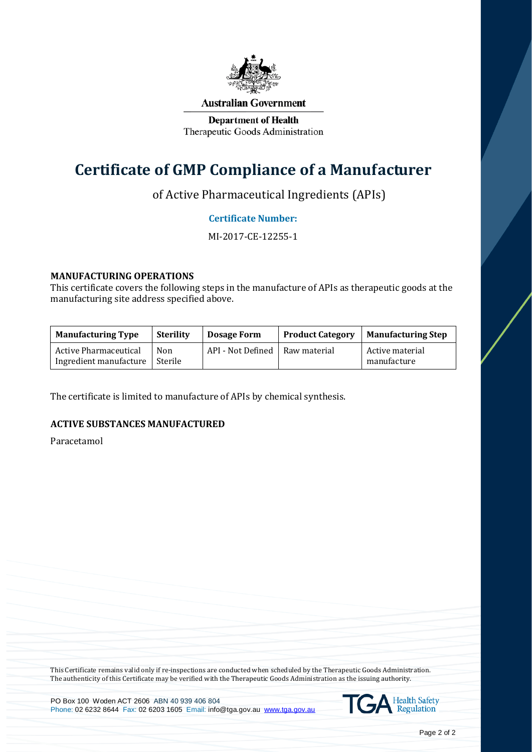Australian Government

Department of Health
Therapeutic Goods Administration

# Certificate of GMP Compliance of a Manufacturer

of Active Pharmaceutical Ingredients (APIs)

**Certificate Number:**

MI-2017-CE-12255-1

### MANUFACTURING OPERATIONS

This certificate covers the following steps in the manufacture of APIs as therapeutic goods at the manufacturing site address specified above.

| Manufacturing Type | Sterility | Dosage Form | Product Category | Manufacturing Step |
|---|---|---|---|---|
| Active Pharmaceutical Ingredient manufacture | Non Sterile | API - Not Defined | Raw material | Active material manufacture |

The certificate is limited to manufacture of APIs by chemical synthesis.

### ACTIVE SUBSTANCES MANUFACTURED

Paracetamol

This Certificate remains valid only if re-inspections are conducted when scheduled by the Therapeutic Goods Administration. The authenticity of this Certificate may be verified with the Therapeutic Goods Administration as the issuing authority.

PO Box 100 Woden ACT 2606 ABN 40 939 406 804
Phone: 02 6232 8644 Fax: 02 6203 1605 Email: info@tga.gov.au www.tga.gov.au

TGA Health Safety Regulation